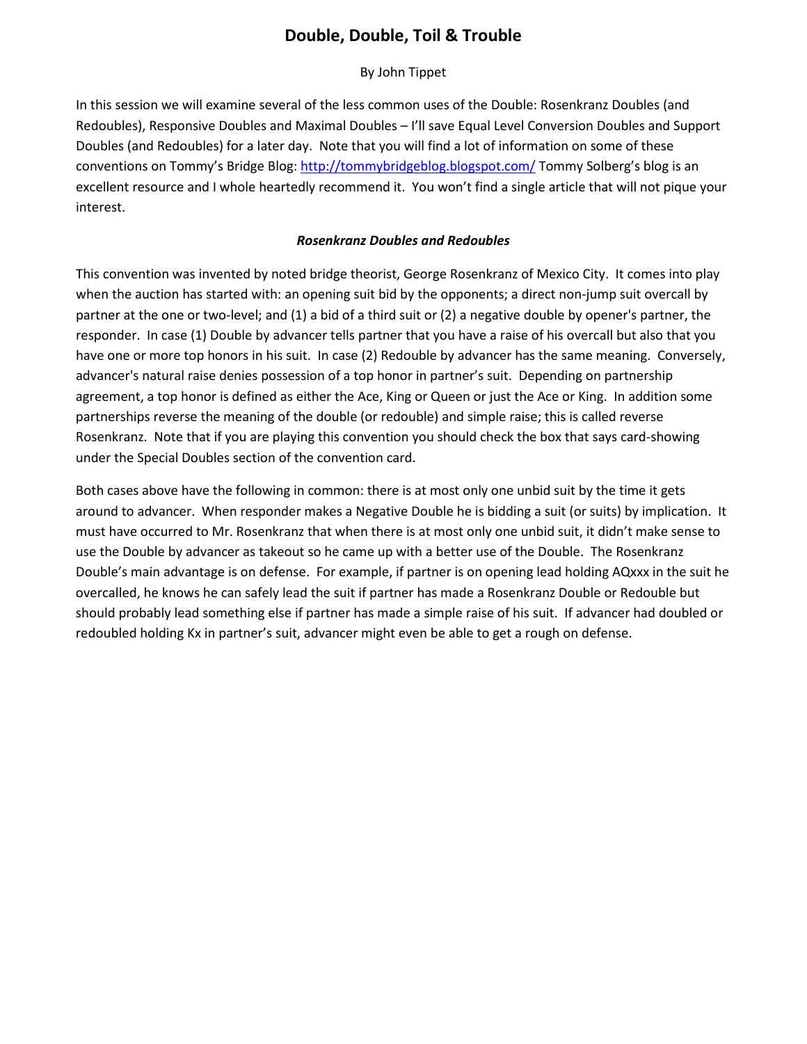# Double, Double, Toil & Trouble

By John Tippet

In this session we will examine several of the less common uses of the Double: Rosenkranz Doubles (and Redoubles), Responsive Doubles and Maximal Doubles – I'll save Equal Level Conversion Doubles and Support Doubles (and Redoubles) for a later day. Note that you will find a lot of information on some of these conventions on Tommy's Bridge Blog: http://tommybridgeblog.blogspot.com/ Tommy Solberg's blog is an excellent resource and I whole heartedly recommend it. You won't find a single article that will not pique your interest.

### *Rosenkranz Doubles and Redoubles*

This convention was invented by noted bridge theorist, George Rosenkranz of Mexico City. It comes into play when the auction has started with: an opening suit bid by the opponents; a direct non-jump suit overcall by partner at the one or two-level; and (1) a bid of a third suit or (2) a negative double by opener's partner, the responder. In case (1) Double by advancer tells partner that you have a raise of his overcall but also that you have one or more top honors in his suit. In case (2) Redouble by advancer has the same meaning. Conversely, advancer's natural raise denies possession of a top honor in partner's suit. Depending on partnership agreement, a top honor is defined as either the Ace, King or Queen or just the Ace or King. In addition some partnerships reverse the meaning of the double (or redouble) and simple raise; this is called reverse Rosenkranz. Note that if you are playing this convention you should check the box that says card-showing under the Special Doubles section of the convention card.

Both cases above have the following in common: there is at most only one unbid suit by the time it gets around to advancer. When responder makes a Negative Double he is bidding a suit (or suits) by implication. It must have occurred to Mr. Rosenkranz that when there is at most only one unbid suit, it didn't make sense to use the Double by advancer as takeout so he came up with a better use of the Double. The Rosenkranz Double's main advantage is on defense. For example, if partner is on opening lead holding AQxxx in the suit he overcalled, he knows he can safely lead the suit if partner has made a Rosenkranz Double or Redouble but should probably lead something else if partner has made a simple raise of his suit. If advancer had doubled or redoubled holding Kx in partner's suit, advancer might even be able to get a rough on defense.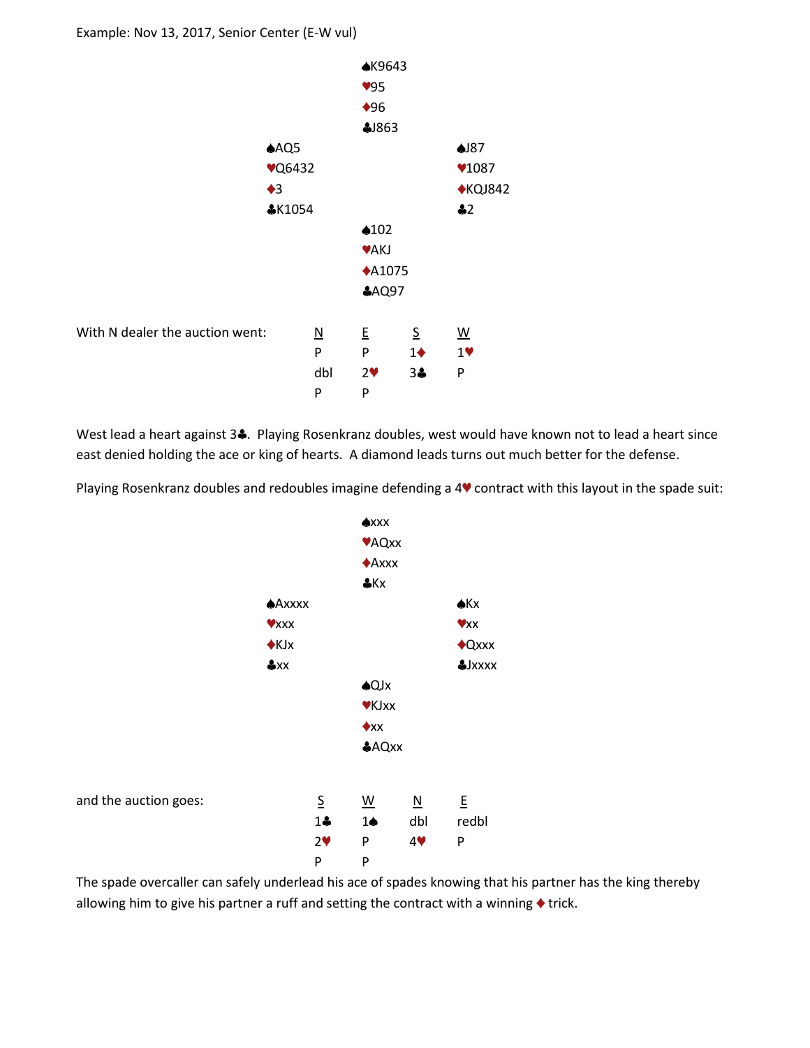Example: Nov 13, 2017, Senior Center (E-W vul)

|  | ♠K9643 |  |
|---|---|---|
|  | ♥95 |  |
|  | ♦96 |  |
|  | ♣J863 |  |
| ♠AQ5 |  | ♠J87 |
| ♥Q6432 |  | ♥1087 |
| ♦3 |  | ♦KQJ842 |
| ♣K1054 |  | ♣2 |
|  | ♠102 |  |
|  | ♥AKJ |  |
|  | ♦A1075 |  |
|  | ♣AQ97 |  |

With N dealer the auction went:

| N | E | S | W |
|---|---|---|---|
| P | P | 1♦ | 1♥ |
| dbl | 2♥ | 3♣ | P |
| P | P |  |  |

West lead a heart against 3♣. Playing Rosenkranz doubles, west would have known not to lead a heart since east denied holding the ace or king of hearts. A diamond leads turns out much better for the defense.

Playing Rosenkranz doubles and redoubles imagine defending a 4♥ contract with this layout in the spade suit:

|  | ♠xxx |  |
|---|---|---|
|  | ♥AQxx |  |
|  | ♦Axxx |  |
|  | ♣Kx |  |
| ♠Axxxx |  | ♠Kx |
| ♥xxx |  | ♥xx |
| ♦KJx |  | ♦Qxxx |
| ♣xx |  | ♣Jxxxx |
|  | ♠QJx |  |
|  | ♥KJxx |  |
|  | ♦xx |  |
|  | ♣AQxx |  |

and the auction goes:

| S | W | N | E |
|---|---|---|---|
| 1♣ | 1♠ | dbl | redbl |
| 2♥ | P | 4♥ | P |
| P | P |  |  |

The spade overcaller can safely underlead his ace of spades knowing that his partner has the king thereby allowing him to give his partner a ruff and setting the contract with a winning ♦ trick.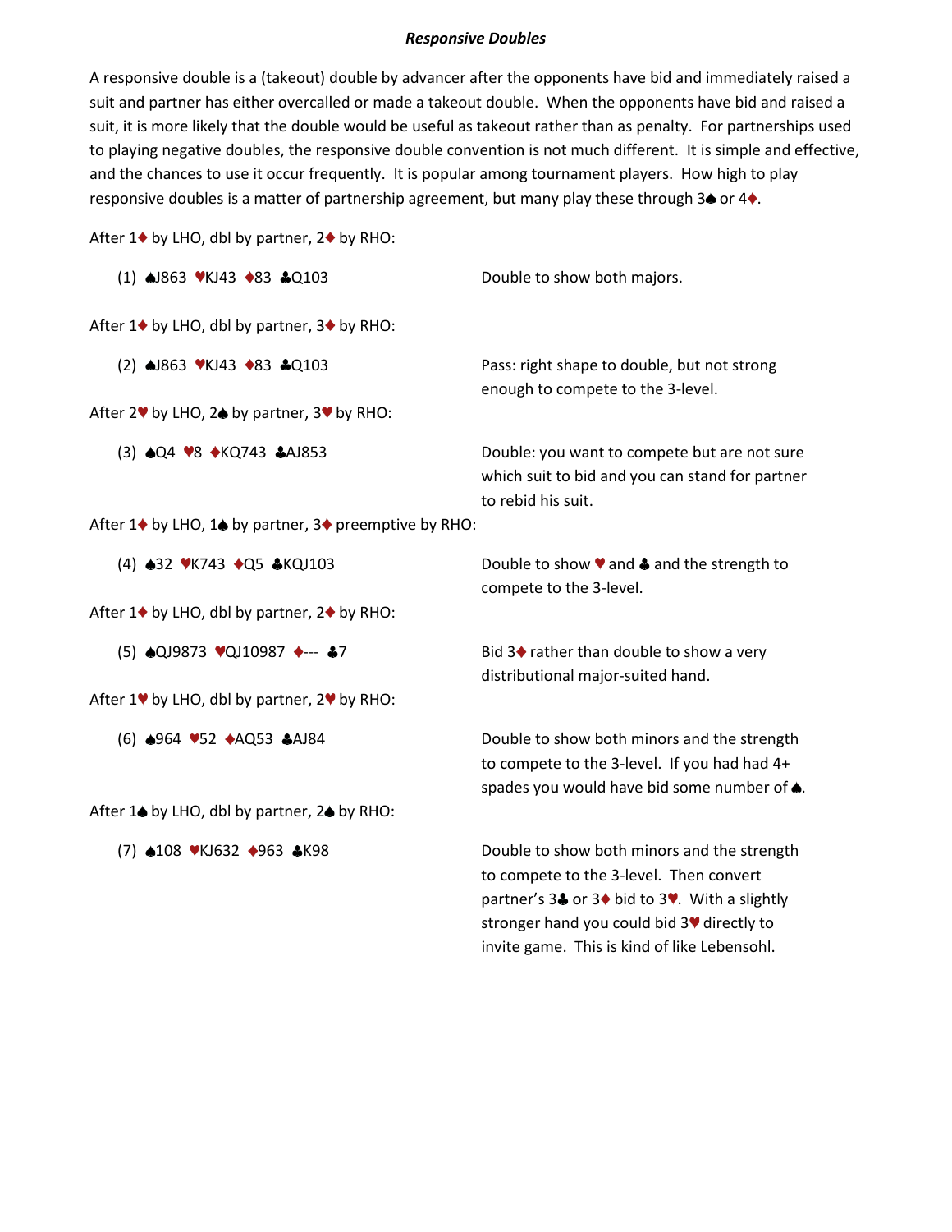### *Responsive Doubles*

A responsive double is a (takeout) double by advancer after the opponents have bid and immediately raised a suit and partner has either overcalled or made a takeout double. When the opponents have bid and raised a suit, it is more likely that the double would be useful as takeout rather than as penalty. For partnerships used to playing negative doubles, the responsive double convention is not much different. It is simple and effective, and the chances to use it occur frequently. It is popular among tournament players. How high to play responsive doubles is a matter of partnership agreement, but many play these through 3♠ or 4♦.

After 1♦ by LHO, dbl by partner, 2♦ by RHO:

(1) ♠J863 ♥KJ43 ♦83 ♣Q103 — Double to show both majors.

After 1♦ by LHO, dbl by partner, 3♦ by RHO:

(2) ♠J863 ♥KJ43 ♦83 ♣Q103 — Pass: right shape to double, but not strong enough to compete to the 3-level.

After 2♥ by LHO, 2♠ by partner, 3♥ by RHO:

(3) ♠Q4 ♥8 ♦KQ743 ♣AJ853 — Double: you want to compete but are not sure which suit to bid and you can stand for partner to rebid his suit.

After 1♦ by LHO, 1♠ by partner, 3♦ preemptive by RHO:

(4) ♠32 ♥K743 ♦Q5 ♣KQJ103 — Double to show ♥ and ♣ and the strength to compete to the 3-level.

After 1♦ by LHO, dbl by partner, 2♦ by RHO:

(5) ♠QJ9873 ♥QJ10987 ♦--- ♣7 — Bid 3♦ rather than double to show a very distributional major-suited hand.

After 1♥ by LHO, dbl by partner, 2♥ by RHO:

(6) ♠964 ♥52 ♦AQ53 ♣AJ84 — Double to show both minors and the strength to compete to the 3-level. If you had had 4+ spades you would have bid some number of ♠.

After 1♠ by LHO, dbl by partner, 2♠ by RHO:

(7) ♠108 ♥KJ632 ♦963 ♣K98 — Double to show both minors and the strength to compete to the 3-level. Then convert partner's 3♣ or 3♦ bid to 3♥. With a slightly stronger hand you could bid 3♥ directly to invite game. This is kind of like Lebensohl.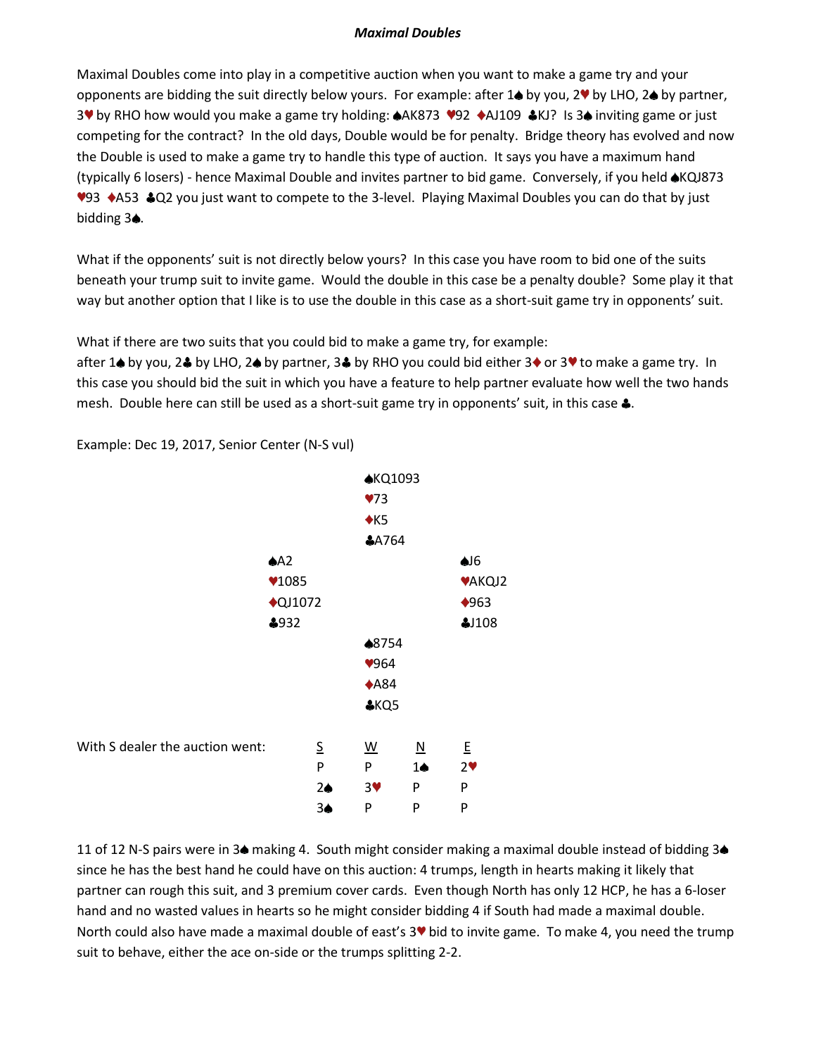***Maximal Doubles***

Maximal Doubles come into play in a competitive auction when you want to make a game try and your opponents are bidding the suit directly below yours. For example: after 1♠ by you, 2♥ by LHO, 2♠ by partner, 3♥ by RHO how would you make a game try holding: ♠AK873 ♥92 ♦AJ109 ♣KJ? Is 3♠ inviting game or just competing for the contract? In the old days, Double would be for penalty. Bridge theory has evolved and now the Double is used to make a game try to handle this type of auction. It says you have a maximum hand (typically 6 losers) - hence Maximal Double and invites partner to bid game. Conversely, if you held ♠KQJ873 ♥93 ♦A53 ♣Q2 you just want to compete to the 3-level. Playing Maximal Doubles you can do that by just bidding 3♠.

What if the opponents' suit is not directly below yours? In this case you have room to bid one of the suits beneath your trump suit to invite game. Would the double in this case be a penalty double? Some play it that way but another option that I like is to use the double in this case as a short-suit game try in opponents' suit.

What if there are two suits that you could bid to make a game try, for example:
after 1♠ by you, 2♣ by LHO, 2♠ by partner, 3♣ by RHO you could bid either 3♦ or 3♥ to make a game try. In this case you should bid the suit in which you have a feature to help partner evaluate how well the two hands mesh. Double here can still be used as a short-suit game try in opponents' suit, in this case ♣.

Example: Dec 19, 2017, Senior Center (N-S vul)

```
                  ♠KQ1093
                  ♥73
                  ♦K5
                  ♣A764
♠A2                              ♠J6
♥1085                            ♥AKQJ2
♦QJ1072                          ♦963
♣932                             ♣J108
                  ♠8754
                  ♥964
                  ♦A84
                  ♣KQ5
```

With S dealer the auction went:

| S | W | N | E |
|---|---|---|---|
| P | P | 1♠ | 2♥ |
| 2♠ | 3♥ | P | P |
| 3♠ | P | P | P |

11 of 12 N-S pairs were in 3♠ making 4. South might consider making a maximal double instead of bidding 3♠ since he has the best hand he could have on this auction: 4 trumps, length in hearts making it likely that partner can rough this suit, and 3 premium cover cards. Even though North has only 12 HCP, he has a 6-loser hand and no wasted values in hearts so he might consider bidding 4 if South had made a maximal double. North could also have made a maximal double of east's 3♥ bid to invite game. To make 4, you need the trump suit to behave, either the ace on-side or the trumps splitting 2-2.